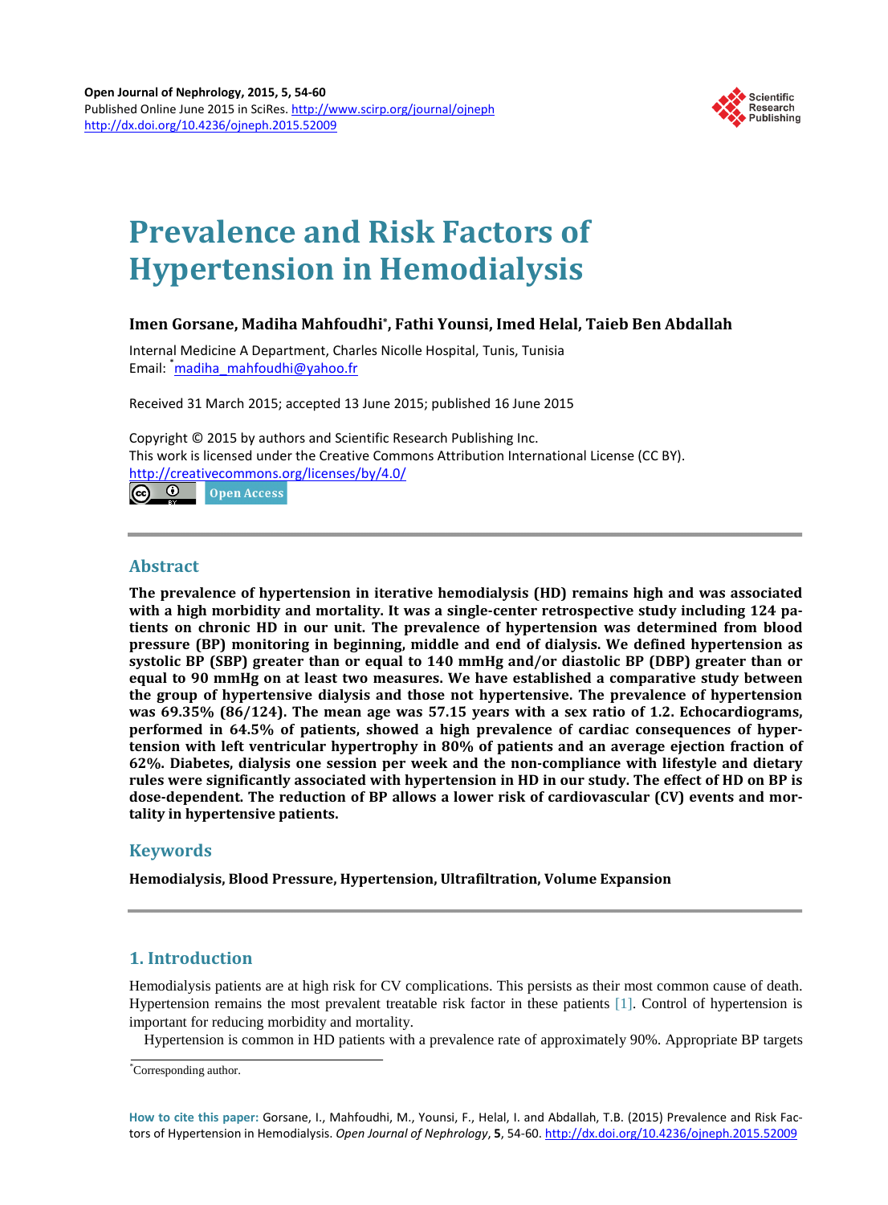# Prevalence and Risk Factors of Hypertension in Hemodialysis

**Imen Gorsane, Madiha Mahfoudhi*, Fathi Younsi, Imed Helal, Taieb Ben Abdallah**

Internal Medicine A Department, Charles Nicolle Hospital, Tunis, Tunisia
Email: *madiha_mahfoudhi@yahoo.fr

Received 31 March 2015; accepted 13 June 2015; published 16 June 2015

Copyright © 2015 by authors and Scientific Research Publishing Inc.
This work is licensed under the Creative Commons Attribution International License (CC BY).
http://creativecommons.org/licenses/by/4.0/

Open Access

## Abstract

**The prevalence of hypertension in iterative hemodialysis (HD) remains high and was associated with a high morbidity and mortality. It was a single-center retrospective study including 124 patients on chronic HD in our unit. The prevalence of hypertension was determined from blood pressure (BP) monitoring in beginning, middle and end of dialysis. We defined hypertension as systolic BP (SBP) greater than or equal to 140 mmHg and/or diastolic BP (DBP) greater than or equal to 90 mmHg on at least two measures. We have established a comparative study between the group of hypertensive dialysis and those not hypertensive. The prevalence of hypertension was 69.35% (86/124). The mean age was 57.15 years with a sex ratio of 1.2. Echocardiograms, performed in 64.5% of patients, showed a high prevalence of cardiac consequences of hypertension with left ventricular hypertrophy in 80% of patients and an average ejection fraction of 62%. Diabetes, dialysis one session per week and the non-compliance with lifestyle and dietary rules were significantly associated with hypertension in HD in our study. The effect of HD on BP is dose-dependent. The reduction of BP allows a lower risk of cardiovascular (CV) events and mortality in hypertensive patients.**

## Keywords

**Hemodialysis, Blood Pressure, Hypertension, Ultrafiltration, Volume Expansion**

## 1. Introduction

Hemodialysis patients are at high risk for CV complications. This persists as their most common cause of death. Hypertension remains the most prevalent treatable risk factor in these patients [1]. Control of hypertension is important for reducing morbidity and mortality.

Hypertension is common in HD patients with a prevalence rate of approximately 90%. Appropriate BP targets

*Corresponding author.

**How to cite this paper:** Gorsane, I., Mahfoudhi, M., Younsi, F., Helal, I. and Abdallah, T.B. (2015) Prevalence and Risk Factors of Hypertension in Hemodialysis. *Open Journal of Nephrology*, **5**, 54-60. http://dx.doi.org/10.4236/ojneph.2015.52009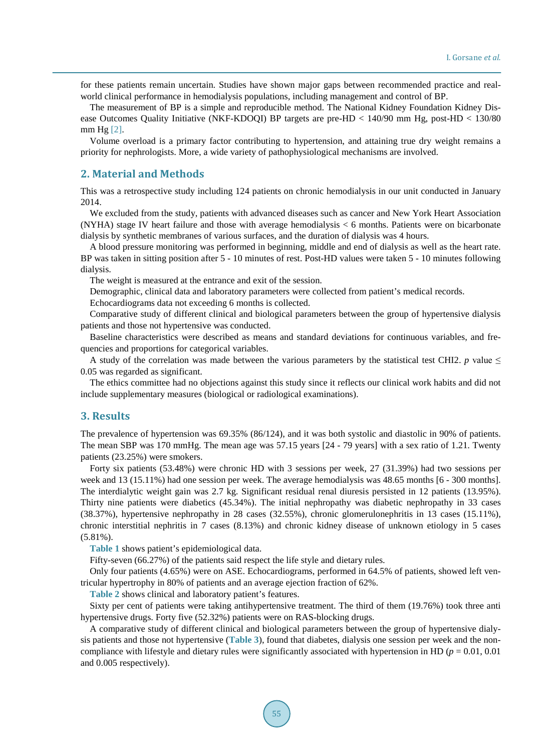for these patients remain uncertain. Studies have shown major gaps between recommended practice and real-world clinical performance in hemodialysis populations, including management and control of BP.

The measurement of BP is a simple and reproducible method. The National Kidney Foundation Kidney Disease Outcomes Quality Initiative (NKF-KDOQI) BP targets are pre-HD < 140/90 mm Hg, post-HD < 130/80 mm Hg [2].

Volume overload is a primary factor contributing to hypertension, and attaining true dry weight remains a priority for nephrologists. More, a wide variety of pathophysiological mechanisms are involved.

## 2. Material and Methods

This was a retrospective study including 124 patients on chronic hemodialysis in our unit conducted in January 2014.

We excluded from the study, patients with advanced diseases such as cancer and New York Heart Association (NYHA) stage IV heart failure and those with average hemodialysis < 6 months. Patients were on bicarbonate dialysis by synthetic membranes of various surfaces, and the duration of dialysis was 4 hours.

A blood pressure monitoring was performed in beginning, middle and end of dialysis as well as the heart rate. BP was taken in sitting position after 5 - 10 minutes of rest. Post-HD values were taken 5 - 10 minutes following dialysis.

The weight is measured at the entrance and exit of the session.

Demographic, clinical data and laboratory parameters were collected from patient's medical records.

Echocardiograms data not exceeding 6 months is collected.

Comparative study of different clinical and biological parameters between the group of hypertensive dialysis patients and those not hypertensive was conducted.

Baseline characteristics were described as means and standard deviations for continuous variables, and frequencies and proportions for categorical variables.

A study of the correlation was made between the various parameters by the statistical test CHI2. *p* value ≤ 0.05 was regarded as significant.

The ethics committee had no objections against this study since it reflects our clinical work habits and did not include supplementary measures (biological or radiological examinations).

## 3. Results

The prevalence of hypertension was 69.35% (86/124), and it was both systolic and diastolic in 90% of patients. The mean SBP was 170 mmHg. The mean age was 57.15 years [24 - 79 years] with a sex ratio of 1.21. Twenty patients (23.25%) were smokers.

Forty six patients (53.48%) were chronic HD with 3 sessions per week, 27 (31.39%) had two sessions per week and 13 (15.11%) had one session per week. The average hemodialysis was 48.65 months [6 - 300 months]. The interdialytic weight gain was 2.7 kg. Significant residual renal diuresis persisted in 12 patients (13.95%). Thirty nine patients were diabetics (45.34%). The initial nephropathy was diabetic nephropathy in 33 cases (38.37%), hypertensive nephropathy in 28 cases (32.55%), chronic glomerulonephritis in 13 cases (15.11%), chronic interstitial nephritis in 7 cases (8.13%) and chronic kidney disease of unknown etiology in 5 cases (5.81%).

**Table 1** shows patient's epidemiological data.

Fifty-seven (66.27%) of the patients said respect the life style and dietary rules.

Only four patients (4.65%) were on ASE. Echocardiograms, performed in 64.5% of patients, showed left ventricular hypertrophy in 80% of patients and an average ejection fraction of 62%.

**Table 2** shows clinical and laboratory patient's features.

Sixty per cent of patients were taking antihypertensive treatment. The third of them (19.76%) took three anti hypertensive drugs. Forty five (52.32%) patients were on RAS-blocking drugs.

A comparative study of different clinical and biological parameters between the group of hypertensive dialysis patients and those not hypertensive (**Table 3**), found that diabetes, dialysis one session per week and the non-compliance with lifestyle and dietary rules were significantly associated with hypertension in HD ($p = 0.01$, 0.01 and 0.005 respectively).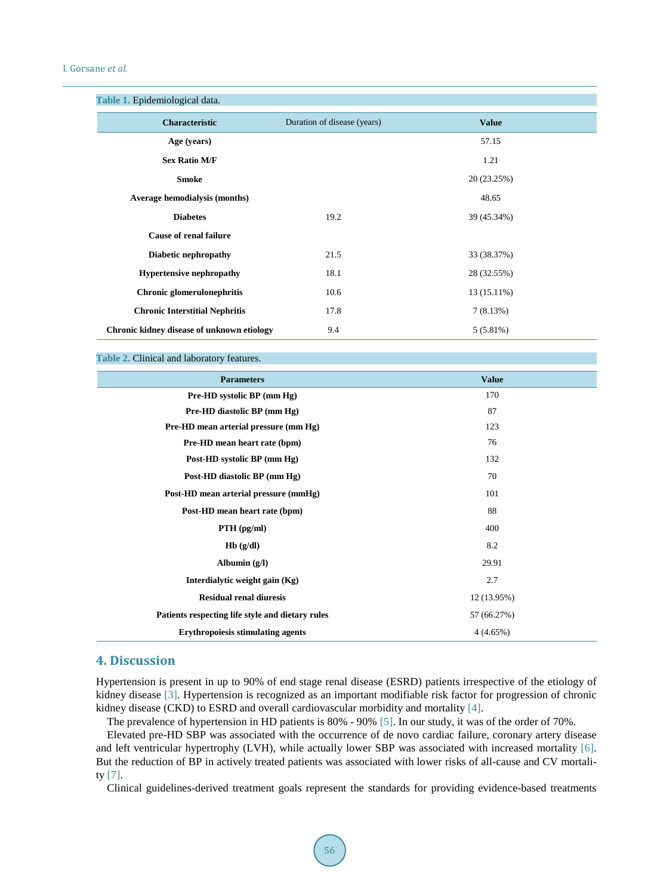Table 1. Epidemiological data.

| Characteristic | Duration of disease (years) | Value |
|---|---|---|
| **Age (years)** | | 57.15 |
| **Sex Ratio M/F** | | 1.21 |
| **Smoke** | | 20 (23.25%) |
| **Average hemodialysis (months)** | | 48.65 |
| **Diabetes** | 19.2 | 39 (45.34%) |
| **Cause of renal failure** | | |
| **Diabetic nephropathy** | 21.5 | 33 (38.37%) |
| **Hypertensive nephropathy** | 18.1 | 28 (32.55%) |
| **Chronic glomerulonephritis** | 10.6 | 13 (15.11%) |
| **Chronic Interstitial Nephritis** | 17.8 | 7 (8.13%) |
| **Chronic kidney disease of unknown etiology** | 9.4 | 5 (5.81%) |

Table 2. Clinical and laboratory features.

| Parameters | Value |
|---|---|
| **Pre-HD systolic BP (mm Hg)** | 170 |
| **Pre-HD diastolic BP (mm Hg)** | 87 |
| **Pre-HD mean arterial pressure (mm Hg)** | 123 |
| **Pre-HD mean heart rate (bpm)** | 76 |
| **Post-HD systolic BP (mm Hg)** | 132 |
| **Post-HD diastolic BP (mm Hg)** | 70 |
| **Post-HD mean arterial pressure (mmHg)** | 101 |
| **Post-HD mean heart rate (bpm)** | 88 |
| **PTH (pg/ml)** | 400 |
| **Hb (g/dl)** | 8.2 |
| **Albumin (g/l)** | 29.91 |
| **Interdialytic weight gain (Kg)** | 2.7 |
| **Residual renal diuresis** | 12 (13.95%) |
| **Patients respecting life style and dietary rules** | 57 (66.27%) |
| **Erythropoiesis stimulating agents** | 4 (4.65%) |

## 4. Discussion

Hypertension is present in up to 90% of end stage renal disease (ESRD) patients irrespective of the etiology of kidney disease [3]. Hypertension is recognized as an important modifiable risk factor for progression of chronic kidney disease (CKD) to ESRD and overall cardiovascular morbidity and mortality [4].

The prevalence of hypertension in HD patients is 80% - 90% [5]. In our study, it was of the order of 70%.

Elevated pre-HD SBP was associated with the occurrence of de novo cardiac failure, coronary artery disease and left ventricular hypertrophy (LVH), while actually lower SBP was associated with increased mortality [6]. But the reduction of BP in actively treated patients was associated with lower risks of all-cause and CV mortality [7].

Clinical guidelines-derived treatment goals represent the standards for providing evidence-based treatments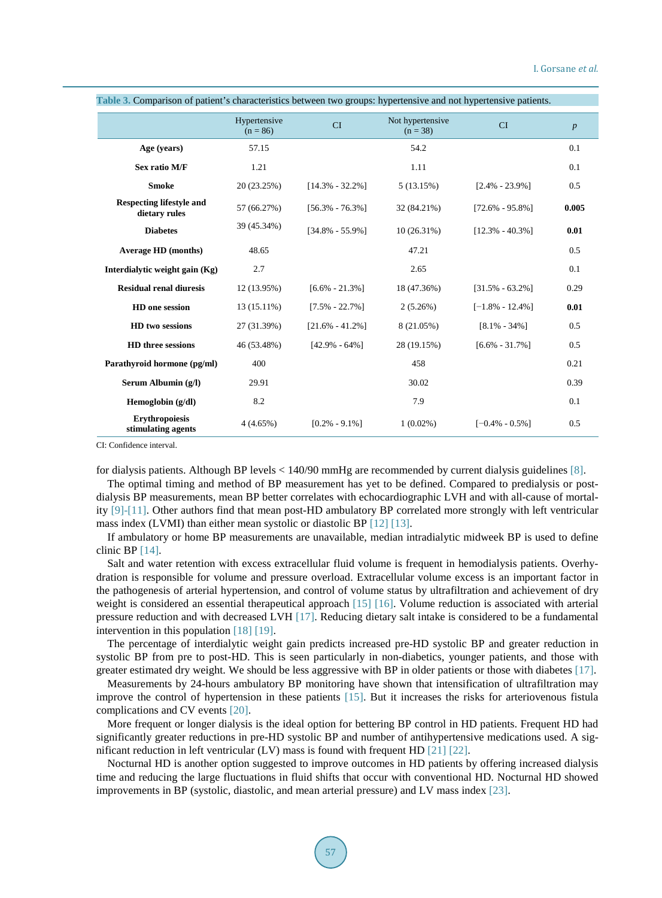**Table 3.** Comparison of patient's characteristics between two groups: hypertensive and not hypertensive patients.

| | Hypertensive (n = 86) | CI | Not hypertensive (n = 38) | CI | *p* |
|---|---|---|---|---|---|
| **Age (years)** | 57.15 | | 54.2 | | 0.1 |
| **Sex ratio M/F** | 1.21 | | 1.11 | | 0.1 |
| **Smoke** | 20 (23.25%) | [14.3% - 32.2%] | 5 (13.15%) | [2.4% - 23.9%] | 0.5 |
| **Respecting lifestyle and dietary rules** | 57 (66.27%) | [56.3% - 76.3%] | 32 (84.21%) | [72.6% - 95.8%] | **0.005** |
| **Diabetes** | 39 (45.34%) | [34.8% - 55.9%] | 10 (26.31%) | [12.3% - 40.3%] | **0.01** |
| **Average HD (months)** | 48.65 | | 47.21 | | 0.5 |
| **Interdialytic weight gain (Kg)** | 2.7 | | 2.65 | | 0.1 |
| **Residual renal diuresis** | 12 (13.95%) | [6.6% - 21.3%] | 18 (47.36%) | [31.5% - 63.2%] | 0.29 |
| **HD one session** | 13 (15.11%) | [7.5% - 22.7%] | 2 (5.26%) | [−1.8% - 12.4%] | **0.01** |
| **HD two sessions** | 27 (31.39%) | [21.6% - 41.2%] | 8 (21.05%) | [8.1% - 34%] | 0.5 |
| **HD three sessions** | 46 (53.48%) | [42.9% - 64%] | 28 (19.15%) | [6.6% - 31.7%] | 0.5 |
| **Parathyroid hormone (pg/ml)** | 400 | | 458 | | 0.21 |
| **Serum Albumin (g/l)** | 29.91 | | 30.02 | | 0.39 |
| **Hemoglobin (g/dl)** | 8.2 | | 7.9 | | 0.1 |
| **Erythropoiesis stimulating agents** | 4 (4.65%) | [0.2% - 9.1%] | 1 (0.02%) | [−0.4% - 0.5%] | 0.5 |

CI: Confidence interval.

for dialysis patients. Although BP levels < 140/90 mmHg are recommended by current dialysis guidelines [8].

The optimal timing and method of BP measurement has yet to be defined. Compared to predialysis or post-dialysis BP measurements, mean BP better correlates with echocardiographic LVH and with all-cause of mortality [9]-[11]. Other authors find that mean post-HD ambulatory BP correlated more strongly with left ventricular mass index (LVMI) than either mean systolic or diastolic BP [12] [13].

If ambulatory or home BP measurements are unavailable, median intradialytic midweek BP is used to define clinic BP [14].

Salt and water retention with excess extracellular fluid volume is frequent in hemodialysis patients. Overhydration is responsible for volume and pressure overload. Extracellular volume excess is an important factor in the pathogenesis of arterial hypertension, and control of volume status by ultrafiltration and achievement of dry weight is considered an essential therapeutical approach [15] [16]. Volume reduction is associated with arterial pressure reduction and with decreased LVH [17]. Reducing dietary salt intake is considered to be a fundamental intervention in this population [18] [19].

The percentage of interdialytic weight gain predicts increased pre-HD systolic BP and greater reduction in systolic BP from pre to post-HD. This is seen particularly in non-diabetics, younger patients, and those with greater estimated dry weight. We should be less aggressive with BP in older patients or those with diabetes [17].

Measurements by 24-hours ambulatory BP monitoring have shown that intensification of ultrafiltration may improve the control of hypertension in these patients [15]. But it increases the risks for arteriovenous fistula complications and CV events [20].

More frequent or longer dialysis is the ideal option for bettering BP control in HD patients. Frequent HD had significantly greater reductions in pre-HD systolic BP and number of antihypertensive medications used. A significant reduction in left ventricular (LV) mass is found with frequent HD [21] [22].

Nocturnal HD is another option suggested to improve outcomes in HD patients by offering increased dialysis time and reducing the large fluctuations in fluid shifts that occur with conventional HD. Nocturnal HD showed improvements in BP (systolic, diastolic, and mean arterial pressure) and LV mass index [23].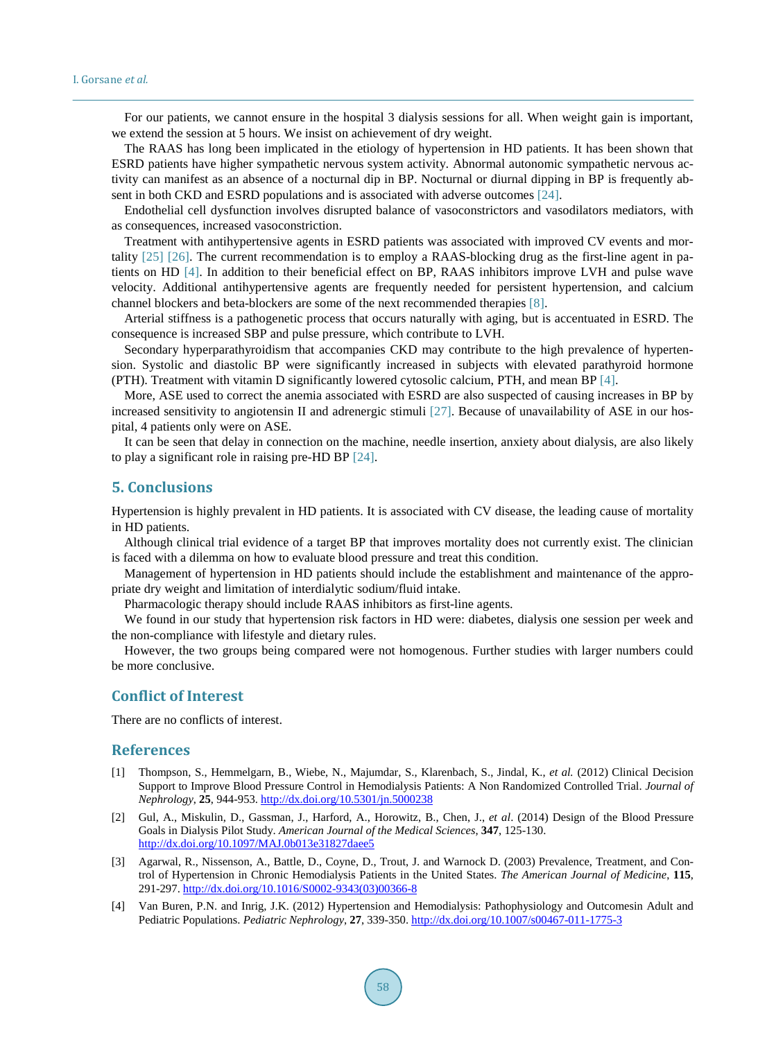For our patients, we cannot ensure in the hospital 3 dialysis sessions for all. When weight gain is important, we extend the session at 5 hours. We insist on achievement of dry weight.

The RAAS has long been implicated in the etiology of hypertension in HD patients. It has been shown that ESRD patients have higher sympathetic nervous system activity. Abnormal autonomic sympathetic nervous activity can manifest as an absence of a nocturnal dip in BP. Nocturnal or diurnal dipping in BP is frequently absent in both CKD and ESRD populations and is associated with adverse outcomes [24].

Endothelial cell dysfunction involves disrupted balance of vasoconstrictors and vasodilators mediators, with as consequences, increased vasoconstriction.

Treatment with antihypertensive agents in ESRD patients was associated with improved CV events and mortality [25] [26]. The current recommendation is to employ a RAAS-blocking drug as the first-line agent in patients on HD [4]. In addition to their beneficial effect on BP, RAAS inhibitors improve LVH and pulse wave velocity. Additional antihypertensive agents are frequently needed for persistent hypertension, and calcium channel blockers and beta-blockers are some of the next recommended therapies [8].

Arterial stiffness is a pathogenetic process that occurs naturally with aging, but is accentuated in ESRD. The consequence is increased SBP and pulse pressure, which contribute to LVH.

Secondary hyperparathyroidism that accompanies CKD may contribute to the high prevalence of hypertension. Systolic and diastolic BP were significantly increased in subjects with elevated parathyroid hormone (PTH). Treatment with vitamin D significantly lowered cytosolic calcium, PTH, and mean BP [4].

More, ASE used to correct the anemia associated with ESRD are also suspected of causing increases in BP by increased sensitivity to angiotensin II and adrenergic stimuli [27]. Because of unavailability of ASE in our hospital, 4 patients only were on ASE.

It can be seen that delay in connection on the machine, needle insertion, anxiety about dialysis, are also likely to play a significant role in raising pre-HD BP [24].

## 5. Conclusions

Hypertension is highly prevalent in HD patients. It is associated with CV disease, the leading cause of mortality in HD patients.

Although clinical trial evidence of a target BP that improves mortality does not currently exist. The clinician is faced with a dilemma on how to evaluate blood pressure and treat this condition.

Management of hypertension in HD patients should include the establishment and maintenance of the appropriate dry weight and limitation of interdialytic sodium/fluid intake.

Pharmacologic therapy should include RAAS inhibitors as first-line agents.

We found in our study that hypertension risk factors in HD were: diabetes, dialysis one session per week and the non-compliance with lifestyle and dietary rules.

However, the two groups being compared were not homogenous. Further studies with larger numbers could be more conclusive.

## Conflict of Interest

There are no conflicts of interest.

## References

[1] Thompson, S., Hemmelgarn, B., Wiebe, N., Majumdar, S., Klarenbach, S., Jindal, K., *et al.* (2012) Clinical Decision Support to Improve Blood Pressure Control in Hemodialysis Patients: A Non Randomized Controlled Trial. *Journal of Nephrology*, **25**, 944-953. http://dx.doi.org/10.5301/jn.5000238

[2] Gul, A., Miskulin, D., Gassman, J., Harford, A., Horowitz, B., Chen, J., *et al*. (2014) Design of the Blood Pressure Goals in Dialysis Pilot Study. *American Journal of the Medical Sciences*, **347**, 125-130. http://dx.doi.org/10.1097/MAJ.0b013e31827daee5

[3] Agarwal, R., Nissenson, A., Battle, D., Coyne, D., Trout, J. and Warnock D. (2003) Prevalence, Treatment, and Control of Hypertension in Chronic Hemodialysis Patients in the United States. *The American Journal of Medicine*, **115**, 291-297. http://dx.doi.org/10.1016/S0002-9343(03)00366-8

[4] Van Buren, P.N. and Inrig, J.K. (2012) Hypertension and Hemodialysis: Pathophysiology and Outcomesin Adult and Pediatric Populations. *Pediatric Nephrology*, **27**, 339-350. http://dx.doi.org/10.1007/s00467-011-1775-3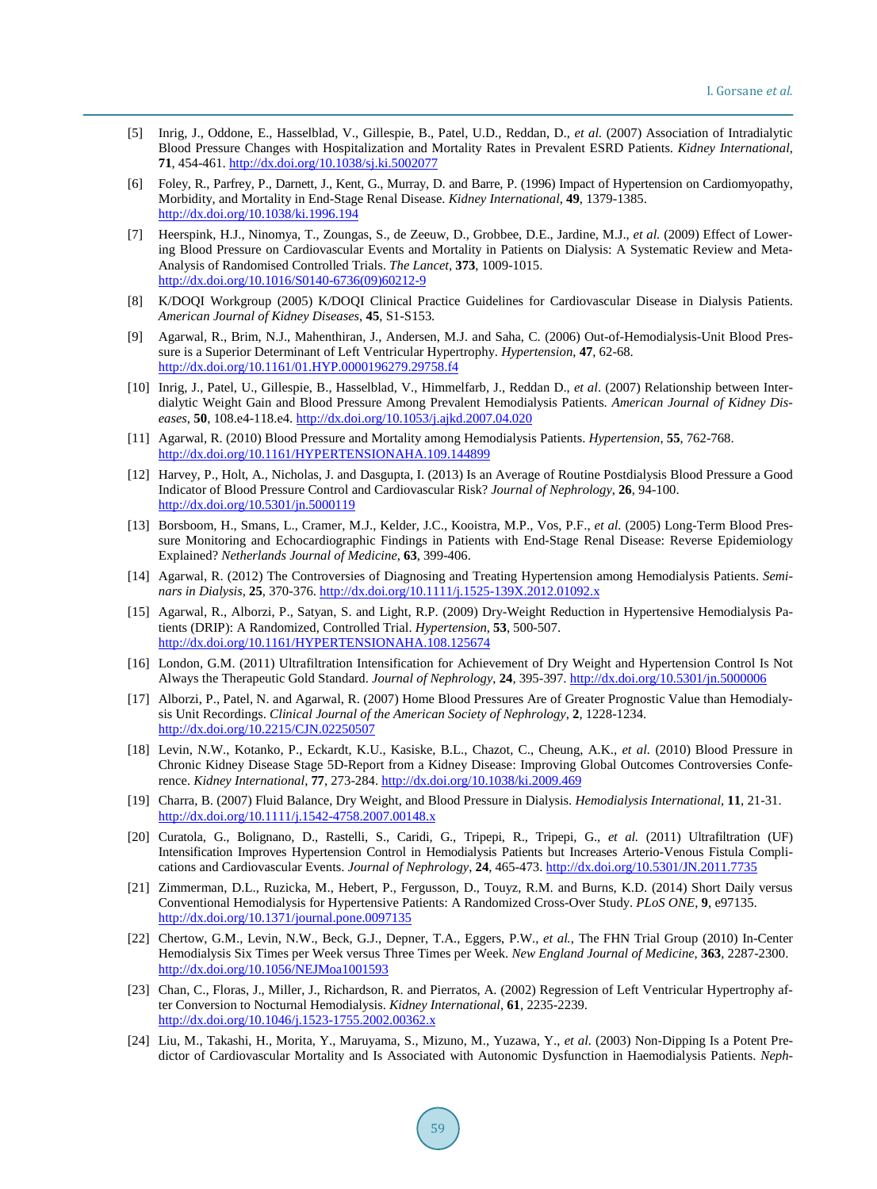[5] Inrig, J., Oddone, E., Hasselblad, V., Gillespie, B., Patel, U.D., Reddan, D., *et al.* (2007) Association of Intradialytic Blood Pressure Changes with Hospitalization and Mortality Rates in Prevalent ESRD Patients. *Kidney International*, **71**, 454-461. http://dx.doi.org/10.1038/sj.ki.5002077

[6] Foley, R., Parfrey, P., Darnett, J., Kent, G., Murray, D. and Barre, P. (1996) Impact of Hypertension on Cardiomyopathy, Morbidity, and Mortality in End-Stage Renal Disease. *Kidney International*, **49**, 1379-1385. http://dx.doi.org/10.1038/ki.1996.194

[7] Heerspink, H.J., Ninomya, T., Zoungas, S., de Zeeuw, D., Grobbee, D.E., Jardine, M.J., *et al.* (2009) Effect of Lowering Blood Pressure on Cardiovascular Events and Mortality in Patients on Dialysis: A Systematic Review and Meta-Analysis of Randomised Controlled Trials. *The Lancet*, **373**, 1009-1015. http://dx.doi.org/10.1016/S0140-6736(09)60212-9

[8] K/DOQI Workgroup (2005) K/DOQI Clinical Practice Guidelines for Cardiovascular Disease in Dialysis Patients. *American Journal of Kidney Diseases*, **45**, S1-S153.

[9] Agarwal, R., Brim, N.J., Mahenthiran, J., Andersen, M.J. and Saha, C. (2006) Out-of-Hemodialysis-Unit Blood Pressure is a Superior Determinant of Left Ventricular Hypertrophy. *Hypertension*, **47**, 62-68. http://dx.doi.org/10.1161/01.HYP.0000196279.29758.f4

[10] Inrig, J., Patel, U., Gillespie, B., Hasselblad, V., Himmelfarb, J., Reddan D., *et al*. (2007) Relationship between Interdialytic Weight Gain and Blood Pressure Among Prevalent Hemodialysis Patients. *American Journal of Kidney Diseases*, **50**, 108.e4-118.e4. http://dx.doi.org/10.1053/j.ajkd.2007.04.020

[11] Agarwal, R. (2010) Blood Pressure and Mortality among Hemodialysis Patients. *Hypertension*, **55**, 762-768. http://dx.doi.org/10.1161/HYPERTENSIONAHA.109.144899

[12] Harvey, P., Holt, A., Nicholas, J. and Dasgupta, I. (2013) Is an Average of Routine Postdialysis Blood Pressure a Good Indicator of Blood Pressure Control and Cardiovascular Risk? *Journal of Nephrology*, **26**, 94-100. http://dx.doi.org/10.5301/jn.5000119

[13] Borsboom, H., Smans, L., Cramer, M.J., Kelder, J.C., Kooistra, M.P., Vos, P.F., *et al.* (2005) Long-Term Blood Pressure Monitoring and Echocardiographic Findings in Patients with End-Stage Renal Disease: Reverse Epidemiology Explained? *Netherlands Journal of Medicine*, **63**, 399-406.

[14] Agarwal, R. (2012) The Controversies of Diagnosing and Treating Hypertension among Hemodialysis Patients. *Seminars in Dialysis*, **25**, 370-376. http://dx.doi.org/10.1111/j.1525-139X.2012.01092.x

[15] Agarwal, R., Alborzi, P., Satyan, S. and Light, R.P. (2009) Dry-Weight Reduction in Hypertensive Hemodialysis Patients (DRIP): A Randomized, Controlled Trial. *Hypertension*, **53**, 500-507. http://dx.doi.org/10.1161/HYPERTENSIONAHA.108.125674

[16] London, G.M. (2011) Ultrafiltration Intensification for Achievement of Dry Weight and Hypertension Control Is Not Always the Therapeutic Gold Standard. *Journal of Nephrology*, **24**, 395-397. http://dx.doi.org/10.5301/jn.5000006

[17] Alborzi, P., Patel, N. and Agarwal, R. (2007) Home Blood Pressures Are of Greater Prognostic Value than Hemodialysis Unit Recordings. *Clinical Journal of the American Society of Nephrology*, **2**, 1228-1234. http://dx.doi.org/10.2215/CJN.02250507

[18] Levin, N.W., Kotanko, P., Eckardt, K.U., Kasiske, B.L., Chazot, C., Cheung, A.K., *et al.* (2010) Blood Pressure in Chronic Kidney Disease Stage 5D-Report from a Kidney Disease: Improving Global Outcomes Controversies Conference. *Kidney International*, **77**, 273-284. http://dx.doi.org/10.1038/ki.2009.469

[19] Charra, B. (2007) Fluid Balance, Dry Weight, and Blood Pressure in Dialysis. *Hemodialysis International*, **11**, 21-31. http://dx.doi.org/10.1111/j.1542-4758.2007.00148.x

[20] Curatola, G., Bolignano, D., Rastelli, S., Caridi, G., Tripepi, R., Tripepi, G., *et al.* (2011) Ultrafiltration (UF) Intensification Improves Hypertension Control in Hemodialysis Patients but Increases Arterio-Venous Fistula Complications and Cardiovascular Events. *Journal of Nephrology*, **24**, 465-473. http://dx.doi.org/10.5301/JN.2011.7735

[21] Zimmerman, D.L., Ruzicka, M., Hebert, P., Fergusson, D., Touyz, R.M. and Burns, K.D. (2014) Short Daily versus Conventional Hemodialysis for Hypertensive Patients: A Randomized Cross-Over Study. *PLoS ONE*, **9**, e97135. http://dx.doi.org/10.1371/journal.pone.0097135

[22] Chertow, G.M., Levin, N.W., Beck, G.J., Depner, T.A., Eggers, P.W., *et al.*, The FHN Trial Group (2010) In-Center Hemodialysis Six Times per Week versus Three Times per Week. *New England Journal of Medicine*, **363**, 2287-2300. http://dx.doi.org/10.1056/NEJMoa1001593

[23] Chan, C., Floras, J., Miller, J., Richardson, R. and Pierratos, A. (2002) Regression of Left Ventricular Hypertrophy after Conversion to Nocturnal Hemodialysis. *Kidney International*, **61**, 2235-2239. http://dx.doi.org/10.1046/j.1523-1755.2002.00362.x

[24] Liu, M., Takashi, H., Morita, Y., Maruyama, S., Mizuno, M., Yuzawa, Y., *et al.* (2003) Non-Dipping Is a Potent Predictor of Cardiovascular Mortality and Is Associated with Autonomic Dysfunction in Haemodialysis Patients. *Neph-*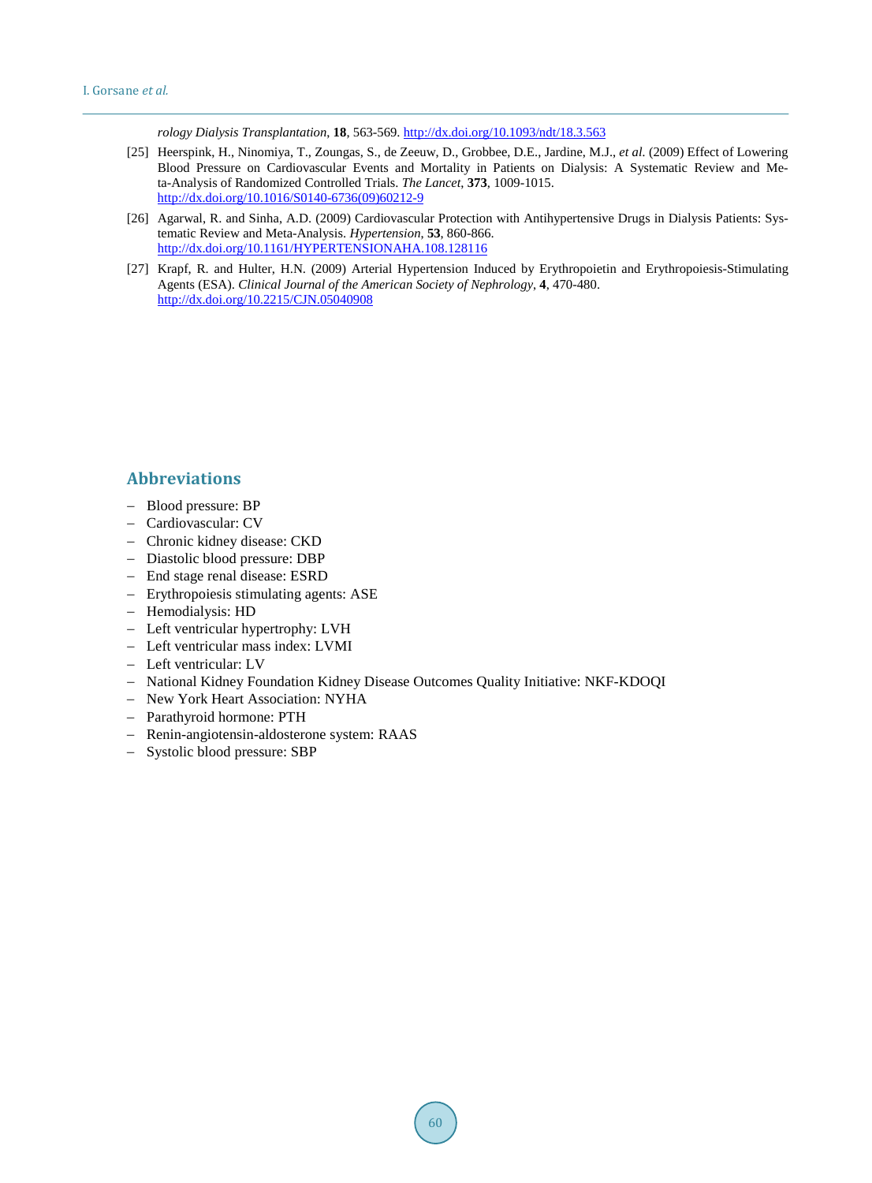*rology Dialysis Transplantation*, **18**, 563-569. http://dx.doi.org/10.1093/ndt/18.3.563

[25] Heerspink, H., Ninomiya, T., Zoungas, S., de Zeeuw, D., Grobbee, D.E., Jardine, M.J., *et al.* (2009) Effect of Lowering Blood Pressure on Cardiovascular Events and Mortality in Patients on Dialysis: A Systematic Review and Meta-Analysis of Randomized Controlled Trials. *The Lancet*, **373**, 1009-1015. http://dx.doi.org/10.1016/S0140-6736(09)60212-9

[26] Agarwal, R. and Sinha, A.D. (2009) Cardiovascular Protection with Antihypertensive Drugs in Dialysis Patients: Systematic Review and Meta-Analysis. *Hypertension*, **53**, 860-866. http://dx.doi.org/10.1161/HYPERTENSIONAHA.108.128116

[27] Krapf, R. and Hulter, H.N. (2009) Arterial Hypertension Induced by Erythropoietin and Erythropoiesis-Stimulating Agents (ESA). *Clinical Journal of the American Society of Nephrology*, **4**, 470-480. http://dx.doi.org/10.2215/CJN.05040908

## Abbreviations

- Blood pressure: BP
- Cardiovascular: CV
- Chronic kidney disease: CKD
- Diastolic blood pressure: DBP
- End stage renal disease: ESRD
- Erythropoiesis stimulating agents: ASE
- Hemodialysis: HD
- Left ventricular hypertrophy: LVH
- Left ventricular mass index: LVMI
- Left ventricular: LV
- National Kidney Foundation Kidney Disease Outcomes Quality Initiative: NKF-KDOQI
- New York Heart Association: NYHA
- Parathyroid hormone: PTH
- Renin-angiotensin-aldosterone system: RAAS
- Systolic blood pressure: SBP